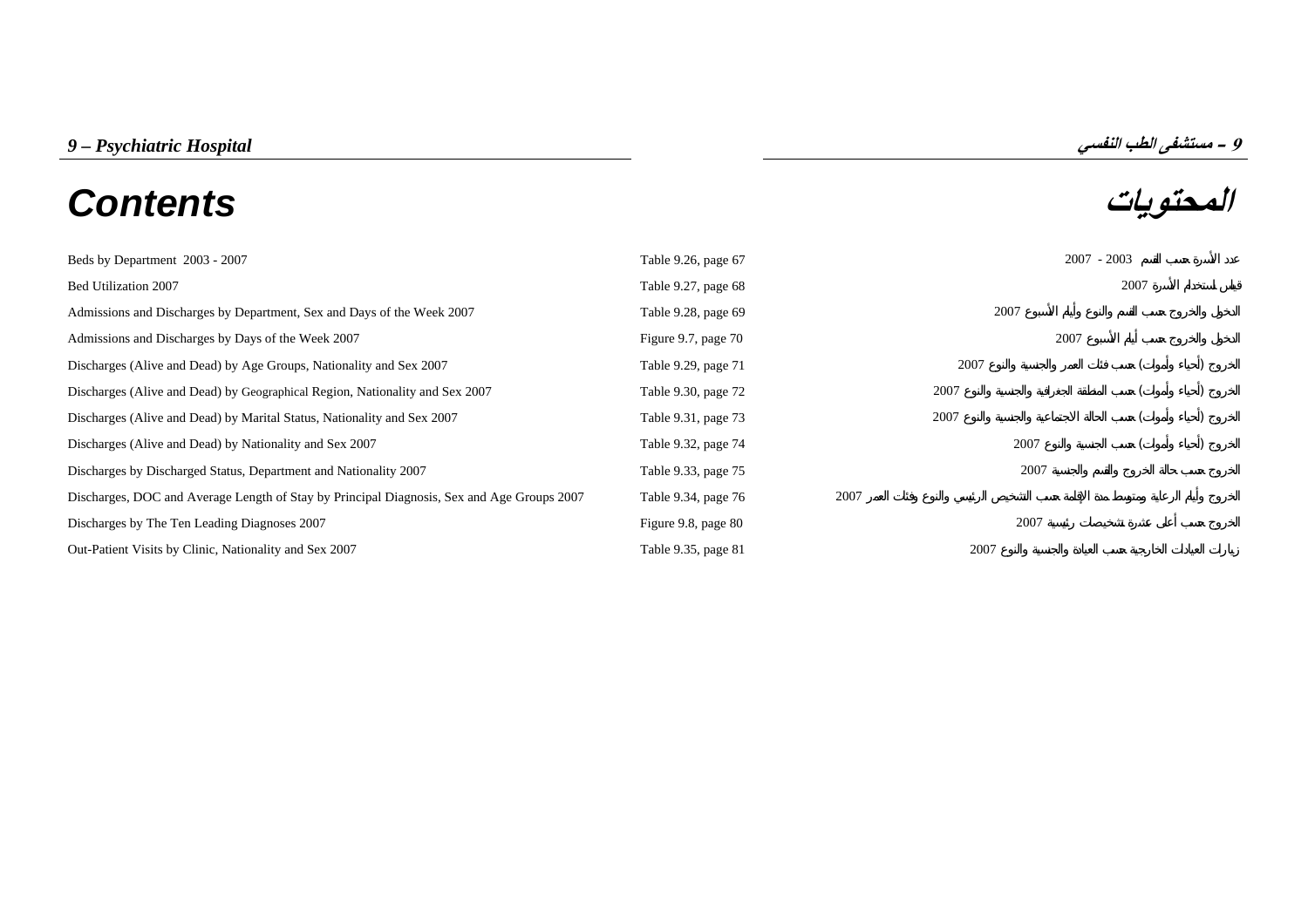*9 – Psychiatric Hospital* **9 – مستشفى الطب النفسي**

# Contents

# المحتويات

| | | |
|---|---|---|
| Beds by Department 2003 - 2007 | Table 9.26, page 67 | عدد الأسرة حسب القسم 2003 - 2007 |
| Bed Utilization 2007 | Table 9.27, page 68 | قياس استخدام الأسرة 2007 |
| Admissions and Discharges by Department, Sex and Days of the Week 2007 | Table 9.28, page 69 | الدخول والخروج حسب القسم والنوع وأيام الأسبوع 2007 |
| Admissions and Discharges by Days of the Week 2007 | Figure 9.7, page 70 | الدخول والخروج حسب أيام الأسبوع 2007 |
| Discharges (Alive and Dead) by Age Groups, Nationality and Sex 2007 | Table 9.29, page 71 | الخروج (أحياء وأموات) حسب فئات العمر والجنسية والنوع 2007 |
| Discharges (Alive and Dead) by Geographical Region, Nationality and Sex 2007 | Table 9.30, page 72 | الخروج (أحياء وأموات) حسب المنطقة الجغرافية والجنسية والنوع 2007 |
| Discharges (Alive and Dead) by Marital Status, Nationality and Sex 2007 | Table 9.31, page 73 | الخروج (أحياء وأموات) حسب الحالة الاجتماعية والجنسية والنوع 2007 |
| Discharges (Alive and Dead) by Nationality and Sex 2007 | Table 9.32, page 74 | الخروج (أحياء وأموات) حسب الجنسية والنوع 2007 |
| Discharges by Discharged Status, Department and Nationality 2007 | Table 9.33, page 75 | الخروج حسب حالة الخروج والقسم والجنسية 2007 |
| Discharges, DOC and Average Length of Stay by Principal Diagnosis, Sex and Age Groups 2007 | Table 9.34, page 76 | الخروج وأيام الرعاية ومتوسط مدة الإقامة حسب التشخيص الرئيسي والنوع وفئات العمر 2007 |
| Discharges by The Ten Leading Diagnoses 2007 | Figure 9.8, page 80 | الخروج حسب أعلى عشرة تشخيصات رئيسية 2007 |
| Out-Patient Visits by Clinic, Nationality and Sex 2007 | Table 9.35, page 81 | زيارات العيادات الخارجية حسب العيادة والجنسية والنوع 2007 |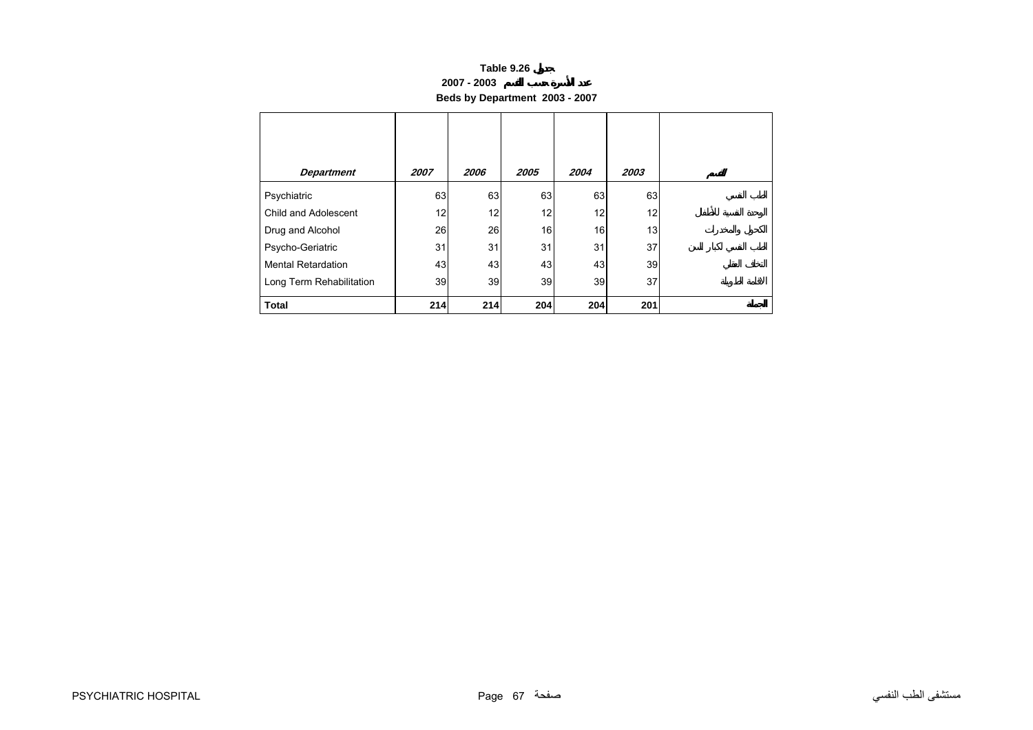**Table 9.26 جدول**

**2007 - 2003 عدد الأسرة حسب القسم**

**Beds by Department 2003 - 2007**

| *Department* | *2007* | *2006* | *2005* | *2004* | *2003* | القسم |
|---|---|---|---|---|---|---|
| Psychiatric | 63 | 63 | 63 | 63 | 63 | الطب النفسي |
| Child and Adolescent | 12 | 12 | 12 | 12 | 12 | الوحدة النفسية للأطفال |
| Drug and Alcohol | 26 | 26 | 16 | 16 | 13 | الكحول والمخدرات |
| Psycho-Geriatric | 31 | 31 | 31 | 31 | 37 | الطب النفسي لكبار السن |
| Mental Retardation | 43 | 43 | 43 | 43 | 39 | التخلف العقلي |
| Long Term Rehabilitation | 39 | 39 | 39 | 39 | 37 | الاقامة الطويلة |
| **Total** | **214** | **214** | **204** | **204** | **201** | **الجملة** |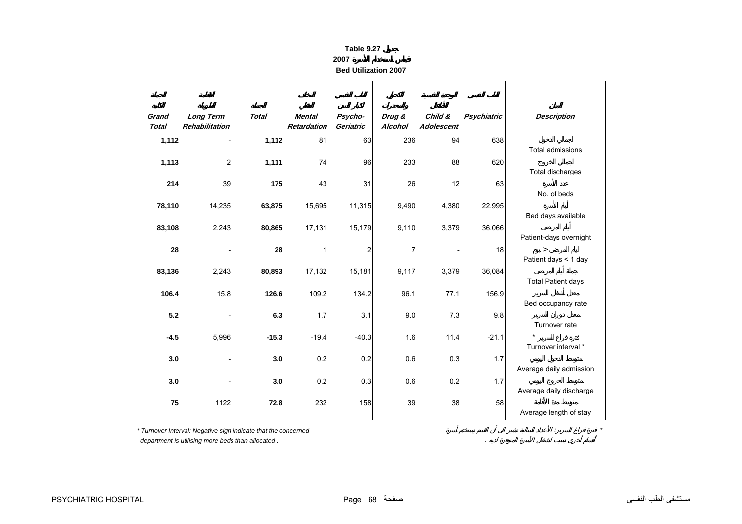**Table 9.27 جدول**

**2007 قياس استخدام الأسرة**

**Bed Utilization 2007**

| الجملة الكلية Grand Total | التأهيل طويل الأمد Long Term Rehabilitation | الجملة Total | التخلف العقلي Mental Retardation | الطب النفسي لكبار السن Psycho-Geriatric | الكحول والمخدرات Drug & Alcohol | الوحدة النفسية للأطفال Child & Adolescent | الطب النفسي Psychiatric | البيان Description |
|---|---|---|---|---|---|---|---|---|
| **1,112** | - | **1,112** | 81 | 63 | 236 | 94 | 638 | إجمالي الدخول Total admissions |
| **1,113** | 2 | **1,111** | 74 | 96 | 233 | 88 | 620 | إجمالي الخروج Total discharges |
| **214** | 39 | **175** | 43 | 31 | 26 | 12 | 63 | عدد الأسرة No. of beds |
| **78,110** | 14,235 | **63,875** | 15,695 | 11,315 | 9,490 | 4,380 | 22,995 | أيام الأسرة Bed days available |
| **83,108** | 2,243 | **80,865** | 17,131 | 15,179 | 9,110 | 3,379 | 36,066 | أيام المرضى Patient-days overnight |
| **28** | - | **28** | 1 | 2 | 7 | - | 18 | أيام المرضى < يوم Patient days < 1 day |
| **83,136** | 2,243 | **80,893** | 17,132 | 15,181 | 9,117 | 3,379 | 36,084 | جملة أيام المرضى Total Patient days |
| **106.4** | 15.8 | **126.6** | 109.2 | 134.2 | 96.1 | 77.1 | 156.9 | معدل أشغال السرير Bed occupancy rate |
| **5.2** | - | **6.3** | 1.7 | 3.1 | 9.0 | 7.3 | 9.8 | معدل دوران السرير Turnover rate |
| **-4.5** | 5,996 | **-15.3** | -19.4 | -40.3 | 1.6 | 11.4 | -21.1 | فترة فراغ السرير * Turnover interval * |
| **3.0** | - | **3.0** | 0.2 | 0.2 | 0.6 | 0.3 | 1.7 | متوسط الدخول اليومي Average daily admission |
| **3.0** | - | **3.0** | 0.2 | 0.3 | 0.6 | 0.2 | 1.7 | متوسط الخروج اليومي Average daily discharge |
| **75** | 1122 | **72.8** | 232 | 158 | 39 | 38 | 58 | متوسط مدة الأقامة Average length of stay |

* Turnover Interval: Negative sign indicate that the concerned department is utilising more beds than allocated .

* فترة فراغ السرير: الأعداد السالبة تشير الى أن القسم يستخدم أسرة أقسام أخرى بسبب أشغال الأسرة المتوفرة لديه .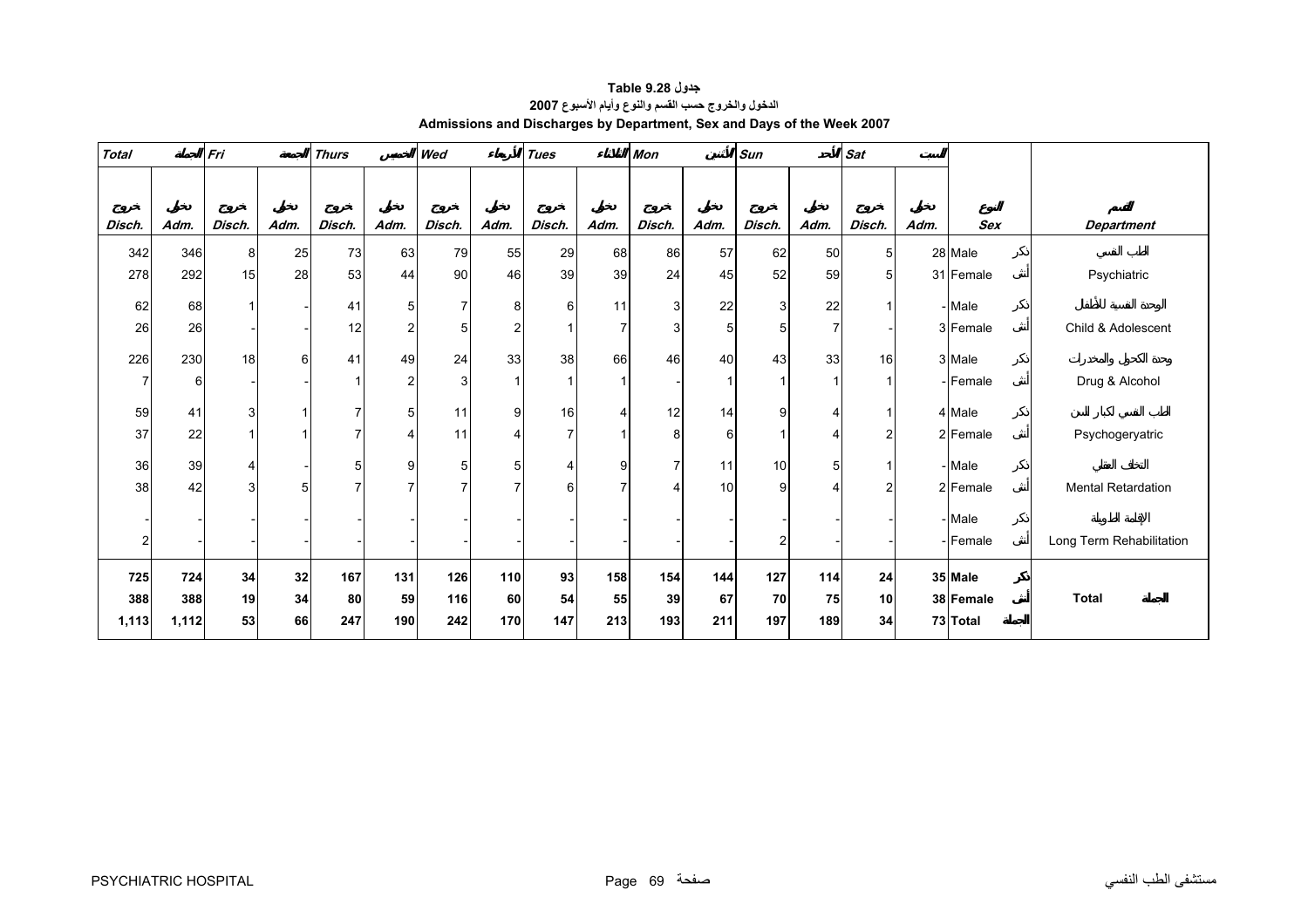**جدول 9.28 Table**

**الدخول والخروج حسب القسم والنوع وأيام الأسبوع 2007**

**Admissions and Discharges by Department, Sex and Days of the Week 2007**

| Total الجملة | | Fri الجمعة | | Thurs الخميس | | Wed الأربعاء | | Tues الثلاثاء | | Mon الأثنين | | Sun الأحد | | Sat السبت | | | |
|---|---|---|---|---|---|---|---|---|---|---|---|---|---|---|---|---|---|
| خروج Disch. | دخول Adm. | خروج Disch. | دخول Adm. | خروج Disch. | دخول Adm. | خروج Disch. | دخول Adm. | خروج Disch. | دخول Adm. | خروج Disch. | دخول Adm. | خروج Disch. | دخول Adm. | خروج Disch. | دخول Adm. | النوع Sex | القسم Department |
| 342 | 346 | 8 | 25 | 73 | 63 | 79 | 55 | 29 | 68 | 86 | 57 | 62 | 50 | 5 | 28 | Male ذكر | الطب النفسي |
| 278 | 292 | 15 | 28 | 53 | 44 | 90 | 46 | 39 | 39 | 24 | 45 | 52 | 59 | 5 | 31 | Female أنثى | Psychiatric |
| 62 | 68 | 1 | - | 41 | 5 | 7 | 8 | 6 | 11 | 3 | 22 | 3 | 22 | 1 | - | Male ذكر | الوحدة النفسية للأطفال |
| 26 | 26 | - | - | 12 | 2 | 5 | 2 | 1 | 7 | 3 | 5 | 5 | 7 | - | 3 | Female أنثى | Child & Adolescent |
| 226 | 230 | 18 | 6 | 41 | 49 | 24 | 33 | 38 | 66 | 46 | 40 | 43 | 33 | 16 | 3 | Male ذكر | وحدة الكحول والمخدرات |
| 7 | 6 | - | - | 1 | 2 | 3 | 1 | 1 | 1 | - | 1 | 1 | 1 | 1 | - | Female أنثى | Drug & Alcohol |
| 59 | 41 | 3 | 1 | 7 | 5 | 11 | 9 | 16 | 4 | 12 | 14 | 9 | 4 | 1 | 4 | Male ذكر | الطب النفسي لكبار السن |
| 37 | 22 | 1 | 1 | 7 | 4 | 11 | 4 | 7 | 1 | 8 | 6 | 1 | 4 | 2 | 2 | Female أنثى | Psychogeryatric |
| 36 | 39 | 4 | - | 5 | 9 | 5 | 5 | 4 | 9 | 7 | 11 | 10 | 5 | 1 | - | Male ذكر | التخلف العقلي |
| 38 | 42 | 3 | 5 | 7 | 7 | 7 | 7 | 6 | 7 | 4 | 10 | 9 | 4 | 2 | 2 | Female أنثى | Mental Retardation |
| - | - | - | - | - | - | - | - | - | - | - | - | - | - | - | - | Male ذكر | الإقامة الطويلة |
| 2 | - | - | - | - | - | - | - | - | - | - | - | 2 | - | - | - | Female أنثى | Long Term Rehabilitation |
| **725** | **724** | **34** | **32** | **167** | **131** | **126** | **110** | **93** | **158** | **154** | **144** | **127** | **114** | **24** | **35** | **Male ذكر** | |
| **388** | **388** | **19** | **34** | **80** | **59** | **116** | **60** | **54** | **55** | **39** | **67** | **70** | **75** | **10** | **38** | **Female أنثى** | **Total الجملة** |
| **1,113** | **1,112** | **53** | **66** | **247** | **190** | **242** | **170** | **147** | **213** | **193** | **211** | **197** | **189** | **34** | **73** | **Total الجملة** | |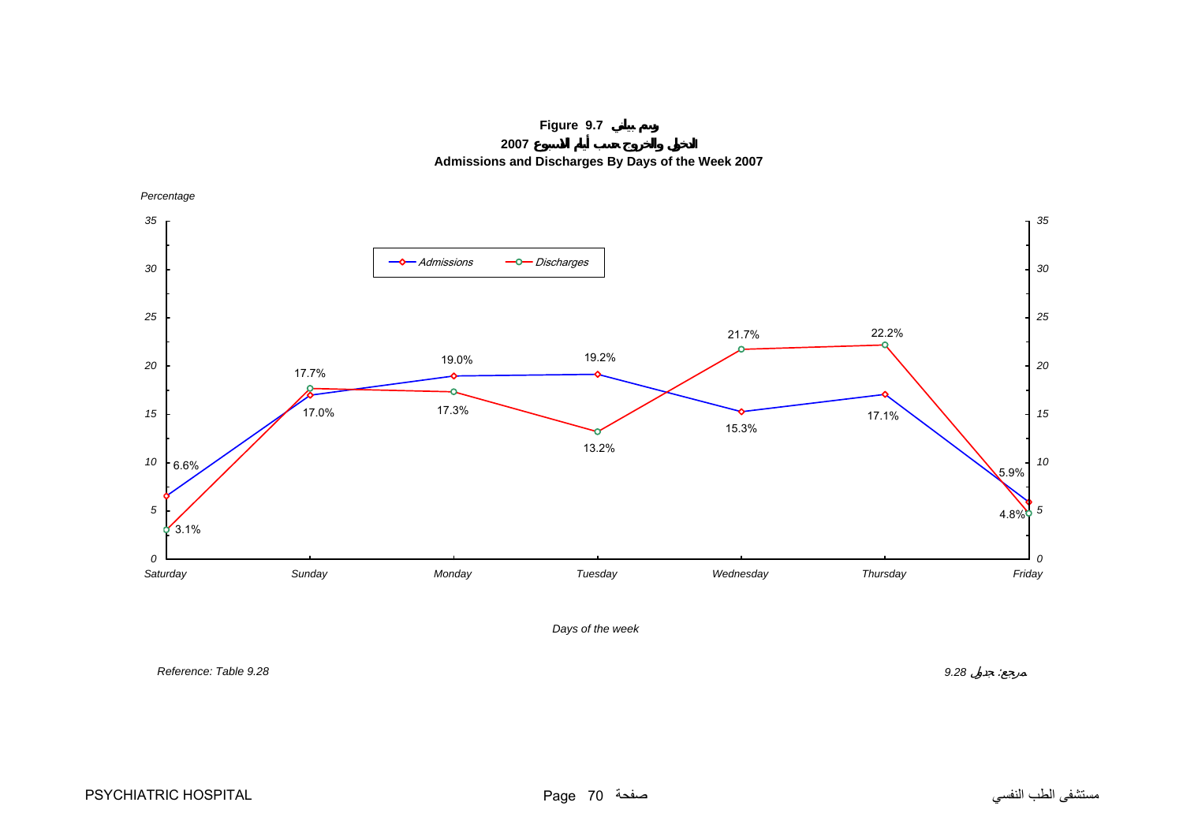**Figure 9.7 رسم بياني**

**الدخول والخروج حسب أيام الاسبوع 2007**

**Admissions and Discharges By Days of the Week 2007**

*Percentage*

| Days of the week | Admissions | Discharges |
|---|---|---|
| Saturday | 6.6% | 3.1% |
| Sunday | 17.0% | 17.7% |
| Monday | 19.0% | 17.3% |
| Tuesday | 19.2% | 13.2% |
| Wednesday | 15.3% | 21.7% |
| Thursday | 17.1% | 22.2% |
| Friday | 5.9% | 4.8% |

*Reference: Table 9.28*

*مرجع: جدول 9.28*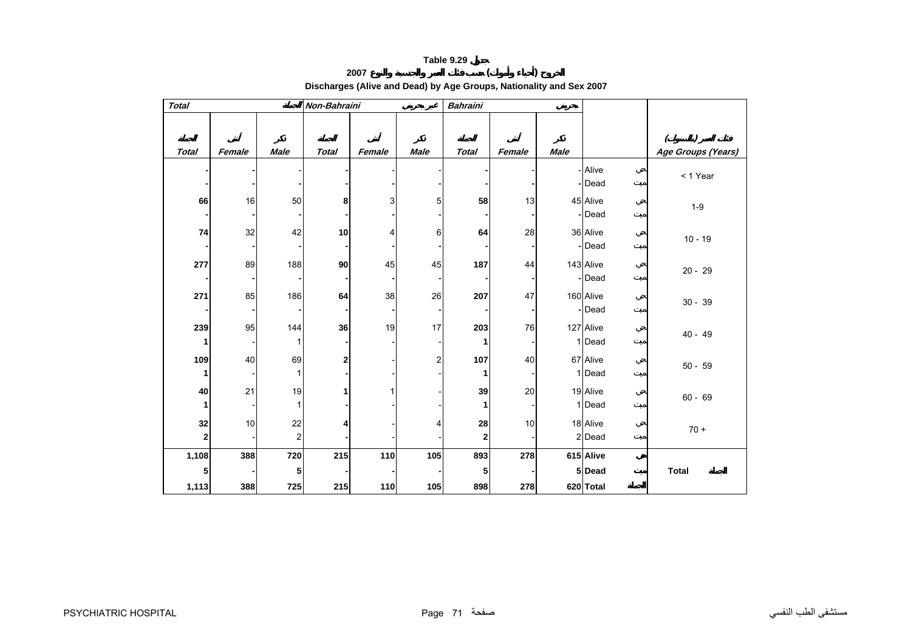# Table 9.29 جدول

## الخروج (أحياء وأموات) حسب فئات العمر والجنسية والنوع 2007

## Discharges (Alive and Dead) by Age Groups, Nationality and Sex 2007

| Total الجملة | | | Non-Bahraini غير بحريني | | | Bahraini بحريني | | | | |
|---|---|---|---|---|---|---|---|---|---|---|
| الجملة Total | أنثى Female | ذكر Male | الجملة Total | أنثى Female | ذكر Male | الجملة Total | أنثى Female | ذكر Male | | فئات العمر (بالسنوات) Age Groups (Years) |
| - | - | - | - | - | - | - | - | - | Alive حي | < 1 Year |
| - | - | - | - | - | - | - | - | - | Dead ميت | |
| 66 | 16 | 50 | 8 | 3 | 5 | 58 | 13 | 45 | Alive حي | 1-9 |
| - | - | - | - | - | - | - | - | - | Dead ميت | |
| 74 | 32 | 42 | 10 | 4 | 6 | 64 | 28 | 36 | Alive حي | 10 - 19 |
| - | - | - | - | - | - | - | - | - | Dead ميت | |
| 277 | 89 | 188 | 90 | 45 | 45 | 187 | 44 | 143 | Alive حي | 20 - 29 |
| - | - | - | - | - | - | - | - | - | Dead ميت | |
| 271 | 85 | 186 | 64 | 38 | 26 | 207 | 47 | 160 | Alive حي | 30 - 39 |
| - | - | - | - | - | - | - | - | - | Dead ميت | |
| 239 | 95 | 144 | 36 | 19 | 17 | 203 | 76 | 127 | Alive حي | 40 - 49 |
| 1 | - | 1 | - | - | - | 1 | - | 1 | Dead ميت | |
| 109 | 40 | 69 | 2 | - | 2 | 107 | 40 | 67 | Alive حي | 50 - 59 |
| 1 | - | 1 | - | - | - | 1 | - | 1 | Dead ميت | |
| 40 | 21 | 19 | 1 | 1 | - | 39 | 20 | 19 | Alive حي | 60 - 69 |
| 1 | - | 1 | - | - | - | 1 | - | 1 | Dead ميت | |
| 32 | 10 | 22 | 4 | - | 4 | 28 | 10 | 18 | Alive حي | 70 + |
| 2 | - | 2 | - | - | - | 2 | - | 2 | Dead ميت | |
| **1,108** | **388** | **720** | **215** | **110** | **105** | **893** | **278** | **615** | **Alive حي** | **Total الجملة** |
| **5** | **-** | **5** | **-** | **-** | **-** | **5** | **-** | **5** | **Dead ميت** | |
| **1,113** | **388** | **725** | **215** | **110** | **105** | **898** | **278** | **620** | **Total الجملة** | |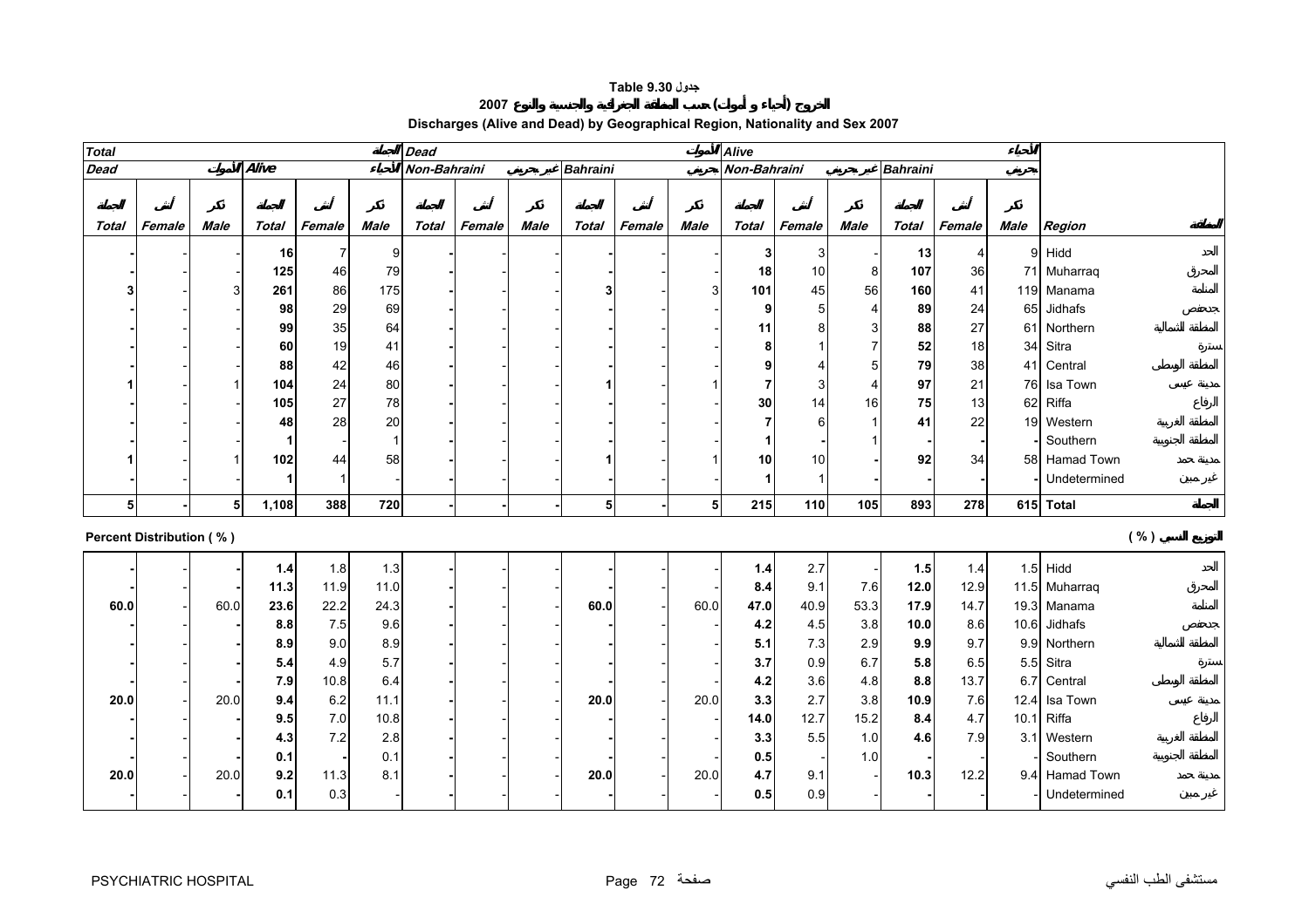# Table 9.30 جدول

## الخروج (أحياء و أموات) حسب المنطقة الجغرافية والجنسية والنوع 2007

## Discharges (Alive and Dead) by Geographical Region, Nationality and Sex 2007

| Total | | | | | المجموع | Dead | | | | | الأموات | Alive | | | | | الأحياء | | |
|---|---|---|---|---|---|---|---|---|---|---|---|---|---|---|---|---|---|---|---|
| Dead | | الأموات | Alive | | الأحياء | Non-Bahraini | | غير بحريني | Bahraini | | بحريني | Non-Bahraini | | غير بحريني | Bahraini | | بحريني | | |
| المجموع Total | أنثى Female | ذكر Male | المجموع Total | أنثى Female | ذكر Male | المجموع Total | أنثى Female | ذكر Male | المجموع Total | أنثى Female | ذكر Male | المجموع Total | أنثى Female | ذكر Male | المجموع Total | أنثى Female | ذكر Male | Region | المنطقة |
| - | - | - | 16 | 7 | 9 | - | - | - | - | - | - | 3 | 3 | - | 13 | 4 | 9 | Hidd | الحد |
| - | - | - | 125 | 46 | 79 | - | - | - | - | - | - | 18 | 10 | 8 | 107 | 36 | 71 | Muharraq | المحرق |
| 3 | - | 3 | 261 | 86 | 175 | - | - | - | 3 | - | 3 | 101 | 45 | 56 | 160 | 41 | 119 | Manama | المنامة |
| - | - | - | 98 | 29 | 69 | - | - | - | - | - | - | 9 | 5 | 4 | 89 | 24 | 65 | Jidhafs | جدحفص |
| - | - | - | 99 | 35 | 64 | - | - | - | - | - | - | 11 | 8 | 3 | 88 | 27 | 61 | Northern | المنطقة الشمالية |
| - | - | - | 60 | 19 | 41 | - | - | - | - | - | - | 8 | 1 | 7 | 52 | 18 | 34 | Sitra | سترة |
| - | - | - | 88 | 42 | 46 | - | - | - | - | - | - | 9 | 4 | 5 | 79 | 38 | 41 | Central | المنطقة الوسطى |
| 1 | - | 1 | 104 | 24 | 80 | - | - | - | 1 | - | 1 | 7 | 3 | 4 | 97 | 21 | 76 | Isa Town | مدينة عيسى |
| - | - | - | 105 | 27 | 78 | - | - | - | - | - | - | 30 | 14 | 16 | 75 | 13 | 62 | Riffa | الرفاع |
| - | - | - | 48 | 28 | 20 | - | - | - | - | - | - | 7 | 6 | 1 | 41 | 22 | 19 | Western | المنطقة الغربية |
| - | - | - | 1 | - | 1 | - | - | - | - | - | - | 1 | - | 1 | - | - | - | Southern | المنطقة الجنوبية |
| 1 | - | 1 | 102 | 44 | 58 | - | - | - | 1 | - | 1 | 10 | 10 | - | 92 | 34 | 58 | Hamad Town | مدينة حمد |
| - | - | - | 1 | 1 | - | - | - | - | - | - | - | 1 | 1 | - | - | - | - | Undetermined | غير مبين |
| 5 | - | 5 | 1,108 | 388 | 720 | - | - | - | 5 | - | 5 | 215 | 110 | 105 | 893 | 278 | 615 | Total | المجموع |

**Percent Distribution ( % )** — **التوزيع النسبي ( % )**

| المجموع Total | أنثى Female | ذكر Male | المجموع Total | أنثى Female | ذكر Male | المجموع Total | أنثى Female | ذكر Male | المجموع Total | أنثى Female | ذكر Male | المجموع Total | أنثى Female | ذكر Male | المجموع Total | أنثى Female | ذكر Male | Region | المنطقة |
|---|---|---|---|---|---|---|---|---|---|---|---|---|---|---|---|---|---|---|---|
| - | - | - | 1.4 | 1.8 | 1.3 | - | - | - | - | - | - | 1.4 | 2.7 | - | 1.5 | 1.4 | 1.5 | Hidd | الحد |
| - | - | - | 11.3 | 11.9 | 11.0 | - | - | - | - | - | - | 8.4 | 9.1 | 7.6 | 12.0 | 12.9 | 11.5 | Muharraq | المحرق |
| 60.0 | - | 60.0 | 23.6 | 22.2 | 24.3 | - | - | - | 60.0 | - | 60.0 | 47.0 | 40.9 | 53.3 | 17.9 | 14.7 | 19.3 | Manama | المنامة |
| - | - | - | 8.8 | 7.5 | 9.6 | - | - | - | - | - | - | 4.2 | 4.5 | 3.8 | 10.0 | 8.6 | 10.6 | Jidhafs | جدحفص |
| - | - | - | 8.9 | 9.0 | 8.9 | - | - | - | - | - | - | 5.1 | 7.3 | 2.9 | 9.9 | 9.7 | 9.9 | Northern | المنطقة الشمالية |
| - | - | - | 5.4 | 4.9 | 5.7 | - | - | - | - | - | - | 3.7 | 0.9 | 6.7 | 5.8 | 6.5 | 5.5 | Sitra | سترة |
| - | - | - | 7.9 | 10.8 | 6.4 | - | - | - | - | - | - | 4.2 | 3.6 | 4.8 | 8.8 | 13.7 | 6.7 | Central | المنطقة الوسطى |
| 20.0 | - | 20.0 | 9.4 | 6.2 | 11.1 | - | - | - | 20.0 | - | 20.0 | 3.3 | 2.7 | 3.8 | 10.9 | 7.6 | 12.4 | Isa Town | مدينة عيسى |
| - | - | - | 9.5 | 7.0 | 10.8 | - | - | - | - | - | - | 14.0 | 12.7 | 15.2 | 8.4 | 4.7 | 10.1 | Riffa | الرفاع |
| - | - | - | 4.3 | 7.2 | 2.8 | - | - | - | - | - | - | 3.3 | 5.5 | 1.0 | 4.6 | 7.9 | 3.1 | Western | المنطقة الغربية |
| - | - | - | 0.1 | - | 0.1 | - | - | - | - | - | - | 0.5 | - | 1.0 | - | - | - | Southern | المنطقة الجنوبية |
| 20.0 | - | 20.0 | 9.2 | 11.3 | 8.1 | - | - | - | 20.0 | - | 20.0 | 4.7 | 9.1 | - | 10.3 | 12.2 | 9.4 | Hamad Town | مدينة حمد |
| - | - | - | 0.1 | 0.3 | - | - | - | - | - | - | - | 0.5 | 0.9 | - | - | - | - | Undetermined | غير مبين |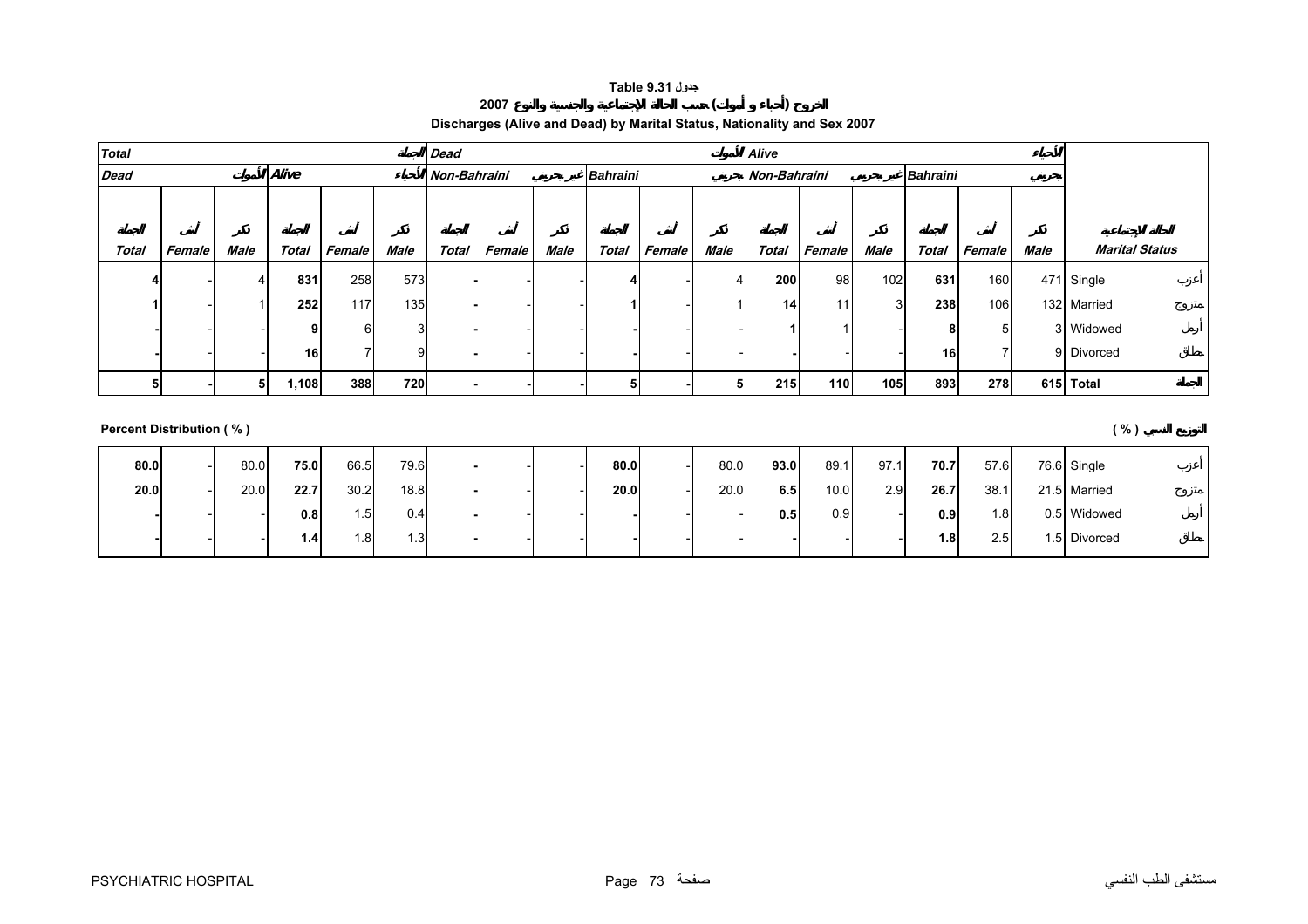**Table 9.31 جدول**

**الخروج (أحياء و أموات) حسب الحالة الإجتماعية والجنسية والنوع 2007**

**Discharges (Alive and Dead) by Marital Status, Nationality and Sex 2007**

| Total الجملة | | | | | | Dead الأموات | | | | | | Alive الأحياء | | | | | | | |
|---|---|---|---|---|---|---|---|---|---|---|---|---|---|---|---|---|---|---|---|
| Dead الأموات | | | Alive الأحياء | | | Non-Bahraini غير بحريني | | | Bahraini بحريني | | | Non-Bahraini غير بحريني | | | Bahraini بحريني | | | | |
| الجملة Total | أنثى Female | ذكر Male | الجملة Total | أنثى Female | ذكر Male | الجملة Total | أنثى Female | ذكر Male | الجملة Total | أنثى Female | ذكر Male | الجملة Total | أنثى Female | ذكر Male | الجملة Total | أنثى Female | ذكر Male | الحالة الإجتماعية Marital Status | |
| **4** | - | 4 | **831** | 258 | 573 | **-** | - | - | **4** | - | 4 | **200** | 98 | 102 | **631** | 160 | 471 | Single | أعزب |
| **1** | - | 1 | **252** | 117 | 135 | **-** | - | - | **1** | - | 1 | **14** | 11 | 3 | **238** | 106 | 132 | Married | متزوج |
| **-** | - | - | **9** | 6 | 3 | **-** | - | - | **-** | - | - | **1** | 1 | - | **8** | 5 | 3 | Widowed | أرمل |
| **-** | - | - | **16** | 7 | 9 | **-** | - | - | **-** | - | - | **-** | - | - | **16** | 7 | 9 | Divorced | مطلق |
| **5** | **-** | **5** | **1,108** | **388** | **720** | **-** | **-** | **-** | **5** | **-** | **5** | **215** | **110** | **105** | **893** | **278** | **615** | **Total** | **الجملة** |

**Percent Distribution ( % )** **التوزيع النسبي ( % )**

| الجملة Total | أنثى Female | ذكر Male | الجملة Total | أنثى Female | ذكر Male | الجملة Total | أنثى Female | ذكر Male | الجملة Total | أنثى Female | ذكر Male | الجملة Total | أنثى Female | ذكر Male | الجملة Total | أنثى Female | ذكر Male | Marital Status | الحالة الإجتماعية |
|---|---|---|---|---|---|---|---|---|---|---|---|---|---|---|---|---|---|---|---|
| **80.0** | - | 80.0 | **75.0** | 66.5 | 79.6 | **-** | - | - | **80.0** | - | 80.0 | **93.0** | 89.1 | 97.1 | **70.7** | 57.6 | 76.6 | Single | أعزب |
| **20.0** | - | 20.0 | **22.7** | 30.2 | 18.8 | **-** | - | - | **20.0** | - | 20.0 | **6.5** | 10.0 | 2.9 | **26.7** | 38.1 | 21.5 | Married | متزوج |
| **-** | - | - | **0.8** | 1.5 | 0.4 | **-** | - | - | **-** | - | - | **0.5** | 0.9 | - | **0.9** | 1.8 | 0.5 | Widowed | أرمل |
| **-** | - | - | **1.4** | 1.8 | 1.3 | **-** | - | - | **-** | - | - | **-** | - | - | **1.8** | 2.5 | 1.5 | Divorced | مطلق |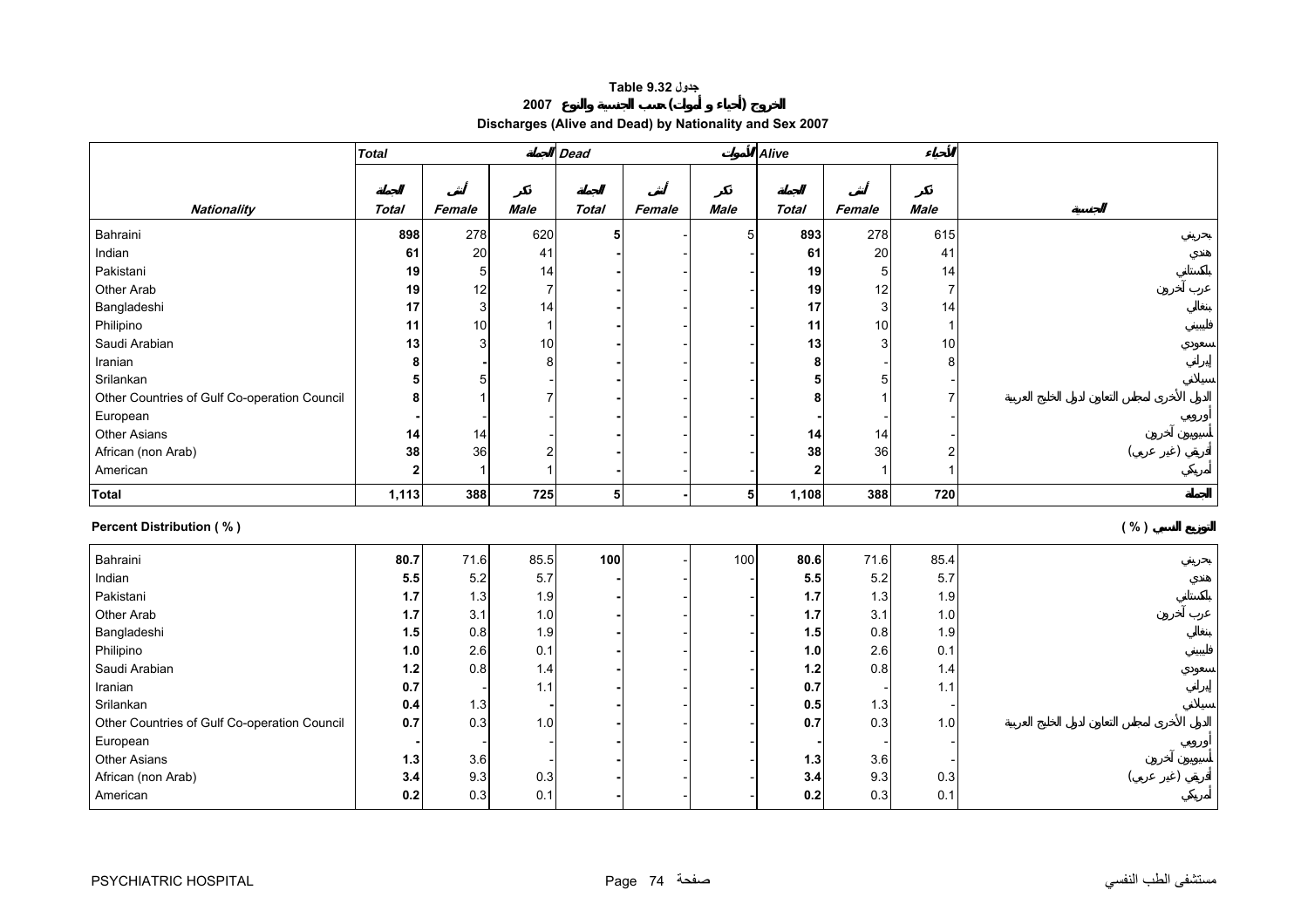# Table 9.32 جدول

## الخروج (أحياء و أموات) حسب الجنسية والنوع 2007

## Discharges (Alive and Dead) by Nationality and Sex 2007

| | Total | | الجملة | Dead | | الأموات | Alive | | الأحياء | |
|---|---|---|---|---|---|---|---|---|---|---|
| | الجملة | أنثى | ذكر | الجملة | أنثى | ذكر | الجملة | أنثى | ذكر | |
| **Nationality** | **Total** | **Female** | **Male** | **Total** | **Female** | **Male** | **Total** | **Female** | **Male** | **الجنسية** |
| Bahraini | **898** | 278 | 620 | **5** | - | 5 | **893** | 278 | 615 | بحريني |
| Indian | **61** | 20 | 41 | **-** | - | - | **61** | 20 | 41 | هندي |
| Pakistani | **19** | 5 | 14 | **-** | - | - | **19** | 5 | 14 | باكستاني |
| Other Arab | **19** | 12 | 7 | **-** | - | - | **19** | 12 | 7 | عرب آخرون |
| Bangladeshi | **17** | 3 | 14 | **-** | - | - | **17** | 3 | 14 | بنغالي |
| Philipino | **11** | 10 | 1 | **-** | - | - | **11** | 10 | 1 | فلبيني |
| Saudi Arabian | **13** | 3 | 10 | **-** | - | - | **13** | 3 | 10 | سعودي |
| Iranian | **8** | **-** | 8 | **-** | - | - | **8** | - | 8 | إيراني |
| Srilankan | **5** | 5 | - | **-** | - | - | **5** | 5 | - | سيلاني |
| Other Countries of Gulf Co-operation Council | **8** | 1 | 7 | **-** | - | - | **8** | 1 | 7 | الدول الأخرى لمجلس التعاون لدول الخليج العربية |
| European | **-** | - | - | **-** | - | - | **-** | - | - | أوروبي |
| Other Asians | **14** | 14 | - | **-** | - | - | **14** | 14 | - | آسيويون آخرون |
| African (non Arab) | **38** | 36 | 2 | **-** | - | - | **38** | 36 | 2 | أفريقي (غير عربي) |
| American | **2** | 1 | 1 | **-** | - | - | **2** | 1 | 1 | أمريكي |
| **Total** | **1,113** | **388** | **725** | **5** | **-** | **5** | **1,108** | **388** | **720** | **الجملة** |

**Percent Distribution ( % )** **التوزيع النسبي ( % )**

| Nationality | Total | Female | Male | Total | Female | Male | Total | Female | Male | الجنسية |
|---|---|---|---|---|---|---|---|---|---|---|
| Bahraini | **80.7** | 71.6 | 85.5 | **100** | - | 100 | **80.6** | 71.6 | 85.4 | بحريني |
| Indian | **5.5** | 5.2 | 5.7 | **-** | - | - | **5.5** | 5.2 | 5.7 | هندي |
| Pakistani | **1.7** | 1.3 | 1.9 | **-** | - | - | **1.7** | 1.3 | 1.9 | باكستاني |
| Other Arab | **1.7** | 3.1 | 1.0 | **-** | - | - | **1.7** | 3.1 | 1.0 | عرب آخرون |
| Bangladeshi | **1.5** | 0.8 | 1.9 | **-** | - | - | **1.5** | 0.8 | 1.9 | بنغالي |
| Philipino | **1.0** | 2.6 | 0.1 | **-** | - | - | **1.0** | 2.6 | 0.1 | فلبيني |
| Saudi Arabian | **1.2** | 0.8 | 1.4 | **-** | - | - | **1.2** | 0.8 | 1.4 | سعودي |
| Iranian | **0.7** | - | 1.1 | **-** | - | - | **0.7** | - | 1.1 | إيراني |
| Srilankan | **0.4** | 1.3 | **-** | **-** | - | - | **0.5** | 1.3 | - | سيلاني |
| Other Countries of Gulf Co-operation Council | **0.7** | 0.3 | 1.0 | **-** | - | - | **0.7** | 0.3 | 1.0 | الدول الأخرى لمجلس التعاون لدول الخليج العربية |
| European | **-** | - | - | **-** | - | - | **-** | - | - | أوروبي |
| Other Asians | **1.3** | 3.6 | - | **-** | - | - | **1.3** | 3.6 | - | آسيويون آخرون |
| African (non Arab) | **3.4** | 9.3 | 0.3 | **-** | - | - | **3.4** | 9.3 | 0.3 | أفريقي (غير عربي) |
| American | **0.2** | 0.3 | 0.1 | **-** | - | - | **0.2** | 0.3 | 0.1 | أمريكي |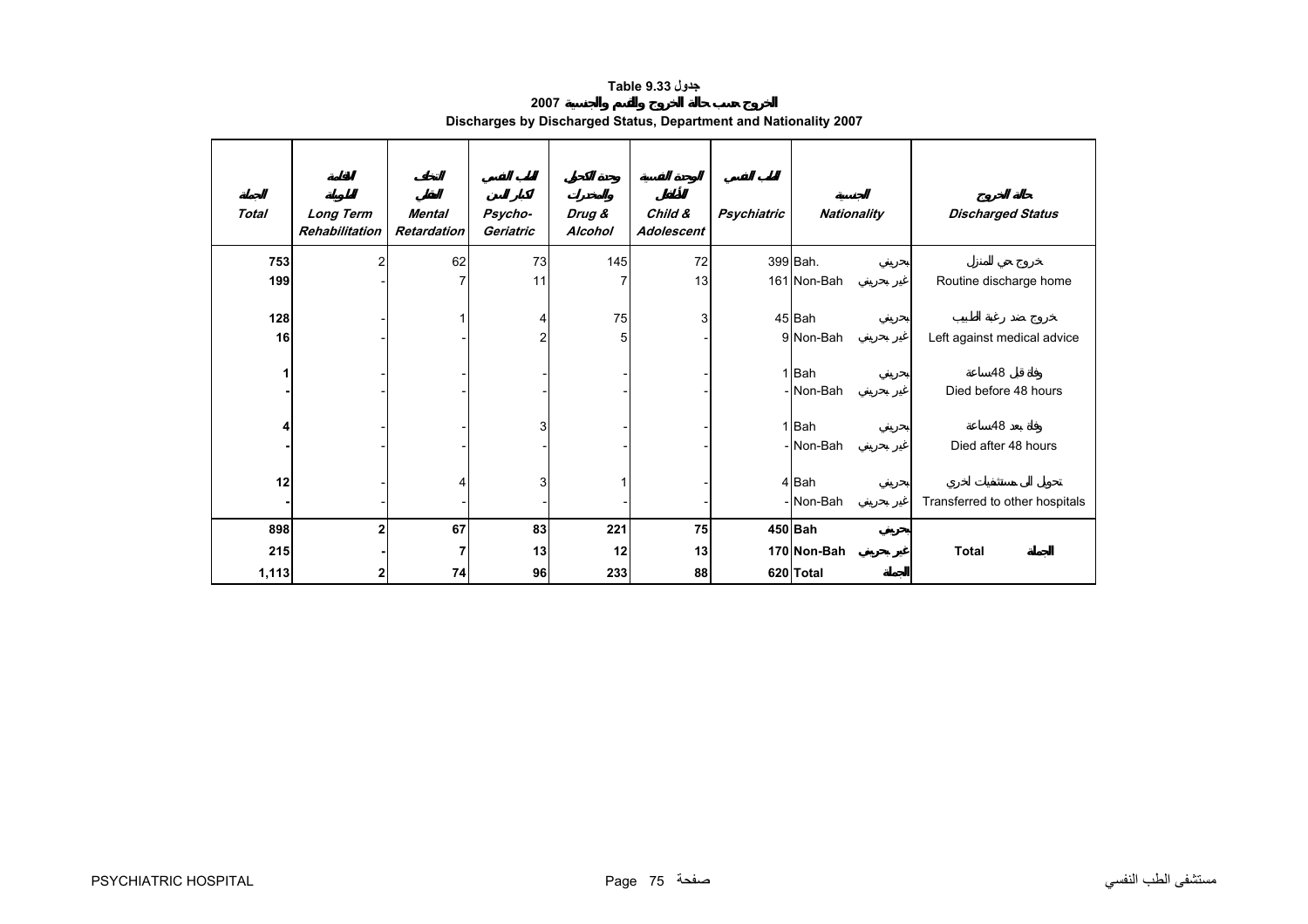**Table 9.33 جدول**

**2007 الخروج حسب حالة الخروج والقسم والجنسية**

**Discharges by Discharged Status, Department and Nationality 2007**

| الجملة<br>*Total* | التأهيلية الطويلة<br>*Long Term Rehabilitation* | التخلف العقلي<br>*Mental Retardation* | الطب النفسي لكبار السن<br>*Psycho-Geriatric* | وحدة الكحول والمخدرات<br>*Drug & Alcohol* | الوحدة النفسية للأطفال<br>*Child & Adolescent* | الطب النفسي<br>*Psychiatric* | الجنسية<br>*Nationality* | | حالة الخروج<br>*Discharged Status* |
|---|---|---|---|---|---|---|---|---|---|
| **753** | 2 | 62 | 73 | 145 | 72 | 399 | Bah. | بحريني | خروج حي للمنزل |
| **199** | - | 7 | 11 | 7 | 13 | 161 | Non-Bah | غير بحريني | Routine discharge home |
| **128** | - | 1 | 4 | 75 | 3 | 45 | Bah | بحريني | خروج ضد رغبة الطبيب |
| **16** | - | - | 2 | 5 | - | 9 | Non-Bah | غير بحريني | Left against medical advice |
| **1** | - | - | - | - | - | 1 | Bah | بحريني | وفاة قبل 48ساعة |
| **-** | - | - | - | - | - | - | Non-Bah | غير بحريني | Died before 48 hours |
| **4** | - | - | 3 | - | - | 1 | Bah | بحريني | وفاة بعد 48ساعة |
| **-** | - | - | - | - | - | - | Non-Bah | غير بحريني | Died after 48 hours |
| **12** | - | 4 | 3 | 1 | - | 4 | Bah | بحريني | تحويل إلى مستشفيات أخرى |
| **-** | - | - | - | - | - | - | Non-Bah | غير بحريني | Transferred to other hospitals |
| **898** | **2** | **67** | **83** | **221** | **75** | **450** | **Bah** | **بحريني** | |
| **215** | **-** | **7** | **13** | **12** | **13** | **170** | **Non-Bah** | **غير بحريني** | **Total** **الجملة** |
| **1,113** | **2** | **74** | **96** | **233** | **88** | **620** | **Total** | **الجملة** | |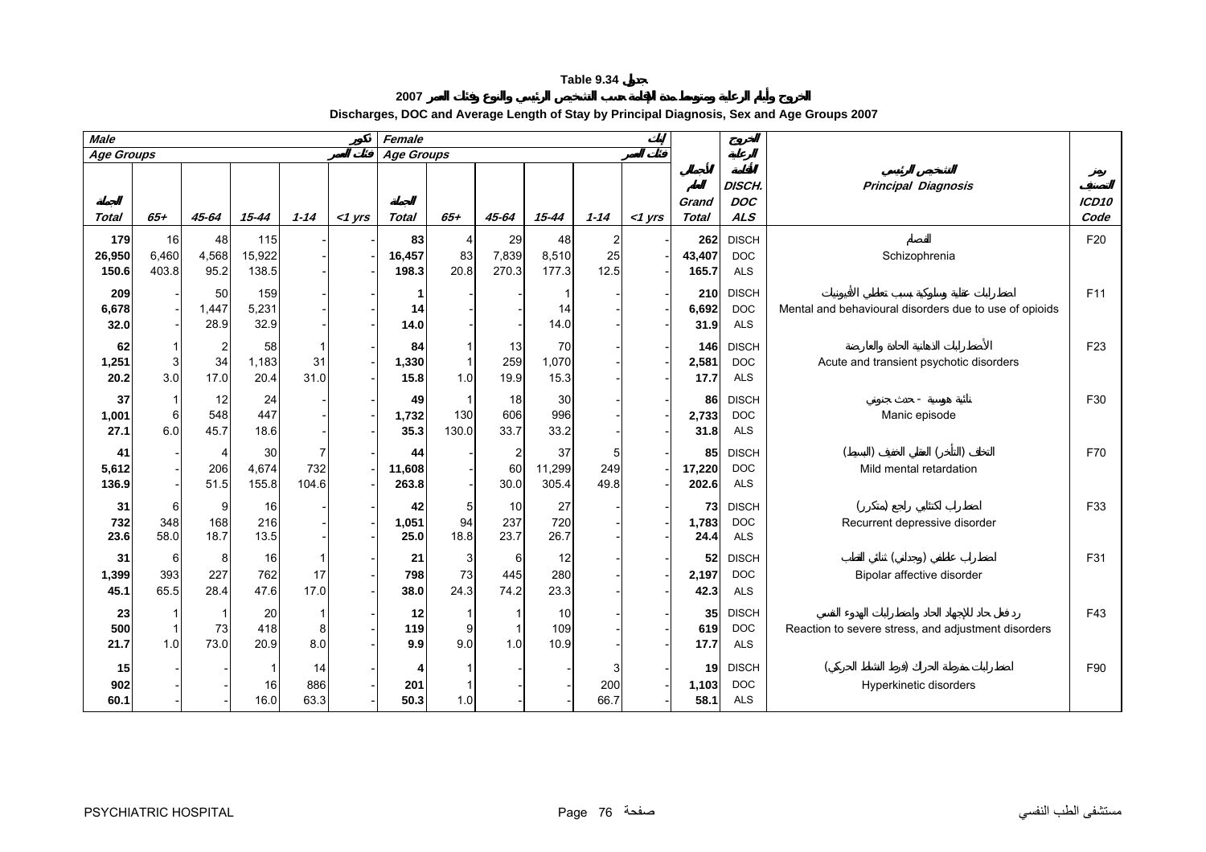# Table 9.34 جدول

## الخروج وأيام الرعاية ومتوسط الإقامة حسب التشخيص الرئيسي والنوع وفئات العمر 2007

## Discharges, DOC and Average Length of Stay by Principal Diagnosis, Sex and Age Groups 2007

| Male ذكور | | | | | | Female إناث | | | | | | | | | | |
|---|---|---|---|---|---|---|---|---|---|---|---|---|---|---|---|---|
| Age Groups فئات العمر | | | | | | Age Groups فئات العمر | | | | | | | | | | |
| Total الجملة | 65+ | 45-64 | 15-44 | 1-14 | <1 yrs | Total الجملة | 65+ | 45-64 | 15-44 | 1-14 | <1 yrs | Grand Total الجملة العامة | الخروج وأيام الرعاية الطبية DISCH. DOC ALS | | التشخيص الرئيسي Principal Diagnosis | رمز التصنيف ICD10 Code |
| 179 | 16 | 48 | 115 | - | - | 83 | 4 | 29 | 48 | 2 | - | 262 | DISCH | الفصام | Schizophrenia | F20 |
| 26,950 | 6,460 | 4,568 | 15,922 | - | - | 16,457 | 83 | 7,839 | 8,510 | 25 | - | 43,407 | DOC | | | |
| 150.6 | 403.8 | 95.2 | 138.5 | - | - | 198.3 | 20.8 | 270.3 | 177.3 | 12.5 | - | 165.7 | ALS | | | |
| 209 | - | 50 | 159 | - | - | 1 | - | - | 1 | - | - | 210 | DISCH | اضطرابات عقلية وسلوكية بسبب تعاطي الأفيونيات | Mental and behavioural disorders due to use of opioids | F11 |
| 6,678 | - | 1,447 | 5,231 | - | - | 14 | - | - | 14 | - | - | 6,692 | DOC | | | |
| 32.0 | - | 28.9 | 32.9 | - | - | 14.0 | - | - | 14.0 | - | - | 31.9 | ALS | | | |
| 62 | 1 | 2 | 58 | 1 | - | 84 | 1 | 13 | 70 | - | - | 146 | DISCH | الأضطرابات الذهانية الحادة والعارضة | Acute and transient psychotic disorders | F23 |
| 1,251 | 3 | 34 | 1,183 | 31 | - | 1,330 | 1 | 259 | 1,070 | - | - | 2,581 | DOC | | | |
| 20.2 | 3.0 | 17.0 | 20.4 | 31.0 | - | 15.8 | 1.0 | 19.9 | 15.3 | - | - | 17.7 | ALS | | | |
| 37 | 1 | 12 | 24 | - | - | 49 | 1 | 18 | 30 | - | - | 86 | DISCH | نائبة هوسية - حدث جنوني | Manic episode | F30 |
| 1,001 | 6 | 548 | 447 | - | - | 1,732 | 130 | 606 | 996 | - | - | 2,733 | DOC | | | |
| 27.1 | 6.0 | 45.7 | 18.6 | - | - | 35.3 | 130.0 | 33.7 | 33.2 | - | - | 31.8 | ALS | | | |
| 41 | - | 4 | 30 | 7 | - | 44 | - | 2 | 37 | 5 | - | 85 | DISCH | التخلف (التأخر) العقلي الخفيف (البسيط) | Mild mental retardation | F70 |
| 5,612 | - | 206 | 4,674 | 732 | - | 11,608 | - | 60 | 11,299 | 249 | - | 17,220 | DOC | | | |
| 136.9 | - | 51.5 | 155.8 | 104.6 | - | 263.8 | - | 30.0 | 305.4 | 49.8 | - | 202.6 | ALS | | | |
| 31 | 6 | 9 | 16 | - | - | 42 | 5 | 10 | 27 | - | - | 73 | DISCH | اضطراب اكتئابي راجع (متكرر) | Recurrent depressive disorder | F33 |
| 732 | 348 | 168 | 216 | - | - | 1,051 | 94 | 237 | 720 | - | - | 1,783 | DOC | | | |
| 23.6 | 58.0 | 18.7 | 13.5 | - | - | 25.0 | 18.8 | 23.7 | 26.7 | - | - | 24.4 | ALS | | | |
| 31 | 6 | 8 | 16 | 1 | - | 21 | 3 | 6 | 12 | - | - | 52 | DISCH | اضطراب عاطفي (وجداني) ثنائي القطب | Bipolar affective disorder | F31 |
| 1,399 | 393 | 227 | 762 | 17 | - | 798 | 73 | 445 | 280 | - | - | 2,197 | DOC | | | |
| 45.1 | 65.5 | 28.4 | 47.6 | 17.0 | - | 38.0 | 24.3 | 74.2 | 23.3 | - | - | 42.3 | ALS | | | |
| 23 | 1 | 1 | 20 | 1 | - | 12 | 1 | 1 | 10 | - | - | 35 | DISCH | رد فعل حاد للإجهاد الحاد واضطرابات الهدوء النفسي | Reaction to severe stress, and adjustment disorders | F43 |
| 500 | 1 | 73 | 418 | 8 | - | 119 | 9 | 1 | 109 | - | - | 619 | DOC | | | |
| 21.7 | 1.0 | 73.0 | 20.9 | 8.0 | - | 9.9 | 9.0 | 1.0 | 10.9 | - | - | 17.7 | ALS | | | |
| 15 | - | - | 1 | 14 | - | 4 | 1 | - | - | 3 | - | 19 | DISCH | اضطرابات مفرطة الحراك (فرط النشاط الحركي) | Hyperkinetic disorders | F90 |
| 902 | - | - | 16 | 886 | - | 201 | 1 | - | - | 200 | - | 1,103 | DOC | | | |
| 60.1 | - | - | 16.0 | 63.3 | - | 50.3 | 1.0 | - | - | 66.7 | - | 58.1 | ALS | | | |

PSYCHIATRIC HOSPITAL مستشفى الطب النفسي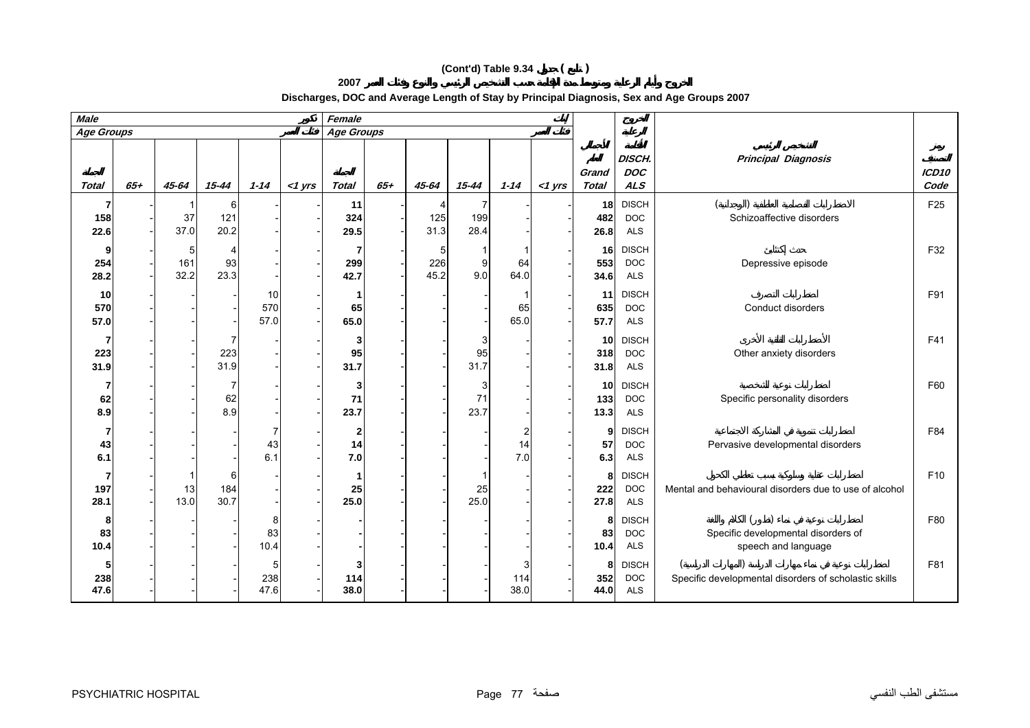# (Cont'd) Table 9.34 جدول ( تابع )

## الخروج وأيام الرعاية ومتوسط مدة الإقامة حسب التشخيص الرئيسي والنوع وفئات العمر 2007

## Discharges, DOC and Average Length of Stay by Principal Diagnosis, Sex and Age Groups 2007

| Male ذكور | | | | | | Female إناث | | | | | | | | | |
|---|---|---|---|---|---|---|---|---|---|---|---|---|---|---|---|
| Age Groups فئات العمر | | | | | | Age Groups فئات العمر | | | | | | الإجمالي العام Grand Total | الخروج أيام الرعاية الإقامة DISCH. DOC ALS | التشخيص الرئيسي Principal Diagnosis | رمز التصنيف ICD10 Code |
| الجملة Total | 65+ | 45-64 | 15-44 | 1-14 | <1 yrs | الجملة Total | 65+ | 45-64 | 15-44 | 1-14 | <1 yrs | | | | |
| 7 | - | 1 | 6 | - | - | 11 | - | 4 | 7 | - | - | 18 | DISCH | الاضطرابات الفصامية العاطفية (الوجدانية) | F25 |
| 158 | - | 37 | 121 | - | - | 324 | - | 125 | 199 | - | - | 482 | DOC | Schizoaffective disorders | |
| 22.6 | - | 37.0 | 20.2 | - | - | 29.5 | - | 31.3 | 28.4 | - | - | 26.8 | ALS | | |
| 9 | - | 5 | 4 | - | - | 7 | - | 5 | 1 | 1 | - | 16 | DISCH | حدث إكتئابي | F32 |
| 254 | - | 161 | 93 | - | - | 299 | - | 226 | 9 | 64 | - | 553 | DOC | Depressive episode | |
| 28.2 | - | 32.2 | 23.3 | - | - | 42.7 | - | 45.2 | 9.0 | 64.0 | - | 34.6 | ALS | | |
| 10 | - | - | - | 10 | - | 1 | - | - | - | 1 | - | 11 | DISCH | اضطرابات التصرف | F91 |
| 570 | - | - | - | 570 | - | 65 | - | - | - | 65 | - | 635 | DOC | Conduct disorders | |
| 57.0 | - | - | - | 57.0 | - | 65.0 | - | - | - | 65.0 | - | 57.7 | ALS | | |
| 7 | - | - | 7 | - | - | 3 | - | - | 3 | - | - | 10 | DISCH | الأضطرابات القلقية الأخرى | F41 |
| 223 | - | - | 223 | - | - | 95 | - | - | 95 | - | - | 318 | DOC | Other anxiety disorders | |
| 31.9 | - | - | 31.9 | - | - | 31.7 | - | - | 31.7 | - | - | 31.8 | ALS | | |
| 7 | - | - | 7 | - | - | 3 | - | - | 3 | - | - | 10 | DISCH | اضطرابات نوعية للشخصية | F60 |
| 62 | - | - | 62 | - | - | 71 | - | - | 71 | - | - | 133 | DOC | Specific personality disorders | |
| 8.9 | - | - | 8.9 | - | - | 23.7 | - | - | 23.7 | - | - | 13.3 | ALS | | |
| 7 | - | - | - | 7 | - | 2 | - | - | - | 2 | - | 9 | DISCH | اضطرابات تنموية في المشاركة الاجتماعية | F84 |
| 43 | - | - | - | 43 | - | 14 | - | - | - | 14 | - | 57 | DOC | Pervasive developmental disorders | |
| 6.1 | - | - | - | 6.1 | - | 7.0 | - | - | - | 7.0 | - | 6.3 | ALS | | |
| 7 | - | 1 | 6 | - | - | 1 | - | - | 1 | - | - | 8 | DISCH | اضطرابات عقلية وسلوكية بسبب تعاطي الكحول | F10 |
| 197 | - | 13 | 184 | - | - | 25 | - | - | 25 | - | - | 222 | DOC | Mental and behavioural disorders due to use of alcohol | |
| 28.1 | - | 13.0 | 30.7 | - | - | 25.0 | - | - | 25.0 | - | - | 27.8 | ALS | | |
| 8 | - | - | - | 8 | - | - | - | - | - | - | - | 8 | DISCH | اضطرابات نوعية في نماء (تطور) الكلام واللغة | F80 |
| 83 | - | - | - | 83 | - | - | - | - | - | - | - | 83 | DOC | Specific developmental disorders of | |
| 10.4 | - | - | - | 10.4 | - | - | - | - | - | - | - | 10.4 | ALS | speech and language | |
| 5 | - | - | - | 5 | - | 3 | - | - | - | 3 | - | 8 | DISCH | اضطرابات نوعية في نماء مهارات الدراسية (المهارات الدراسية) | F81 |
| 238 | - | - | - | 238 | - | 114 | - | - | - | 114 | - | 352 | DOC | Specific developmental disorders of scholastic skills | |
| 47.6 | - | - | - | 47.6 | - | 38.0 | - | - | - | 38.0 | - | 44.0 | ALS | | |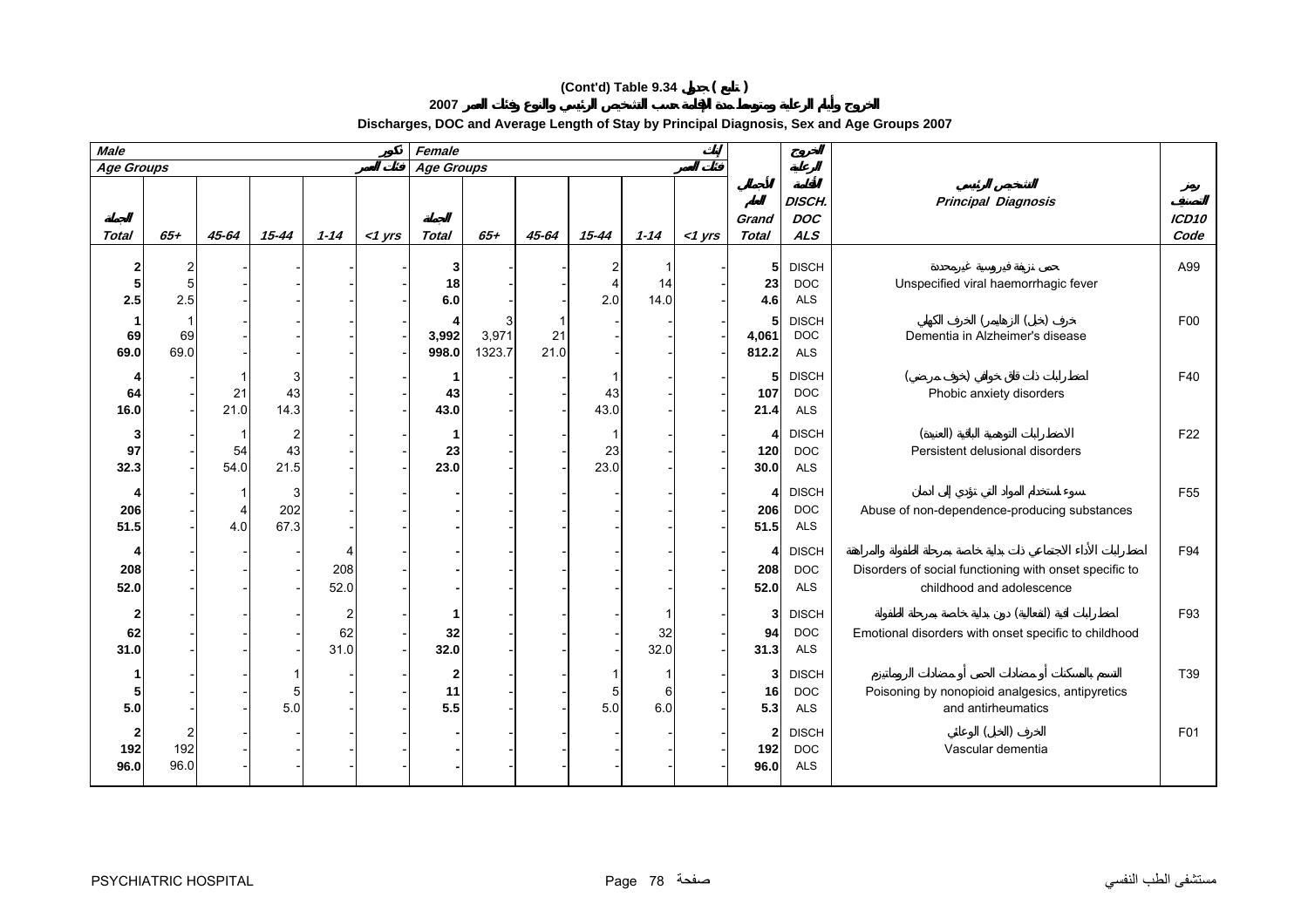# (Cont'd) Table 9.34 جدول ( تابع )

## الخروج وأيام الرعاية ومتوسط مدة الإقامة حسب التشخيص الرئيسي والنوع وفئات العمر 2007

## Discharges, DOC and Average Length of Stay by Principal Diagnosis, Sex and Age Groups 2007

| Male ذكور | | | | | | Female إناث | | | | | | | | | |
|---|---|---|---|---|---|---|---|---|---|---|---|---|---|---|---|
| Age Groups فئات العمر | | | | | | Age Groups فئات العمر | | | | | | | | | |
| Total الجملة | 65+ | 45-64 | 15-44 | 1-14 | <1 yrs | Total الجملة | 65+ | 45-64 | 15-44 | 1-14 | <1 yrs | Grand Total الإجمالي العام | DISCH. DOC ALS الخروج أيام الرعاية الإقامة | Principal Diagnosis التشخيص الرئيسي | ICD10 Code رمز التصنيف |
| 2 | 2 | - | - | - | - | 3 | - | - | 2 | 1 | - | 5 | DISCH | حمى نزفية فيروسية غير محددة | A99 |
| 5 | 5 | - | - | - | - | 18 | - | - | 4 | 14 | - | 23 | DOC | Unspecified viral haemorrhagic fever | |
| 2.5 | 2.5 | - | - | - | - | 6.0 | - | - | 2.0 | 14.0 | - | 4.6 | ALS | | |
| 1 | 1 | - | - | - | - | 4 | 3 | 1 | - | - | - | 5 | DISCH | خرف (خبل) الزهايمر (الخرف الكهلي) | F00 |
| 69 | 69 | - | - | - | - | 3,992 | 3,971 | 21 | - | - | - | 4,061 | DOC | Dementia in Alzheimer's disease | |
| 69.0 | 69.0 | - | - | - | - | 998.0 | 1323.7 | 21.0 | - | - | - | 812.2 | ALS | | |
| 4 | - | 1 | 3 | - | - | 1 | - | - | 1 | - | - | 5 | DISCH | اضطرابات ذات قلق خوافي (خوف مرضي) | F40 |
| 64 | - | 21 | 43 | - | - | 43 | - | - | 43 | - | - | 107 | DOC | Phobic anxiety disorders | |
| 16.0 | - | 21.0 | 14.3 | - | - | 43.0 | - | - | 43.0 | - | - | 21.4 | ALS | | |
| 3 | - | 1 | 2 | - | - | 1 | - | - | 1 | - | - | 4 | DISCH | الاضطرابات التوهمية الباقية (العنيدة) | F22 |
| 97 | - | 54 | 43 | - | - | 23 | - | - | 23 | - | - | 120 | DOC | Persistent delusional disorders | |
| 32.3 | - | 54.0 | 21.5 | - | - | 23.0 | - | - | 23.0 | - | - | 30.0 | ALS | | |
| 4 | - | 1 | 3 | - | - | - | - | - | - | - | - | 4 | DISCH | سوء استخدام المواد التي لا تؤدي إلى ادمان | F55 |
| 206 | - | 4 | 202 | - | - | - | - | - | - | - | - | 206 | DOC | Abuse of non-dependence-producing substances | |
| 51.5 | - | 4.0 | 67.3 | - | - | - | - | - | - | - | - | 51.5 | ALS | | |
| 4 | - | - | - | 4 | - | - | - | - | - | - | - | 4 | DISCH | اضطرابات الأداء الاجتماعي ذات بداية خاصة بمرحلة الطفولة والمراهقة | F94 |
| 208 | - | - | - | 208 | - | - | - | - | - | - | - | 208 | DOC | Disorders of social functioning with onset specific to | |
| 52.0 | - | - | - | 52.0 | - | - | - | - | - | - | - | 52.0 | ALS | childhood and adolescence | |
| 2 | - | - | - | 2 | - | 1 | - | - | - | 1 | - | 3 | DISCH | اضطرابات انفعالية (انفعالية) ذات بداية خاصة بمرحلة الطفولة | F93 |
| 62 | - | - | - | 62 | - | 32 | - | - | - | 32 | - | 94 | DOC | Emotional disorders with onset specific to childhood | |
| 31.0 | - | - | - | 31.0 | - | 32.0 | - | - | - | 32.0 | - | 31.3 | ALS | | |
| 1 | - | - | 1 | - | - | 2 | - | - | 1 | 1 | - | 3 | DISCH | التسمم بالمسكنات أو مضادات الحمى أو مضادات الروماتيزم | T39 |
| 5 | - | - | 5 | - | - | 11 | - | - | 5 | 6 | - | 16 | DOC | Poisoning by nonopioid analgesics, antipyretics | |
| 5.0 | - | - | 5.0 | - | - | 5.5 | - | - | 5.0 | 6.0 | - | 5.3 | ALS | and antirheumatics | |
| 2 | 2 | - | - | - | - | - | - | - | - | - | - | 2 | DISCH | الخرف (الخبل) الوعائي | F01 |
| 192 | 192 | - | - | - | - | - | - | - | - | - | - | 192 | DOC | Vascular dementia | |
| 96.0 | 96.0 | - | - | - | - | - | - | - | - | - | - | 96.0 | ALS | | |

PSYCHIATRIC HOSPITAL مستشفى الطب النفسي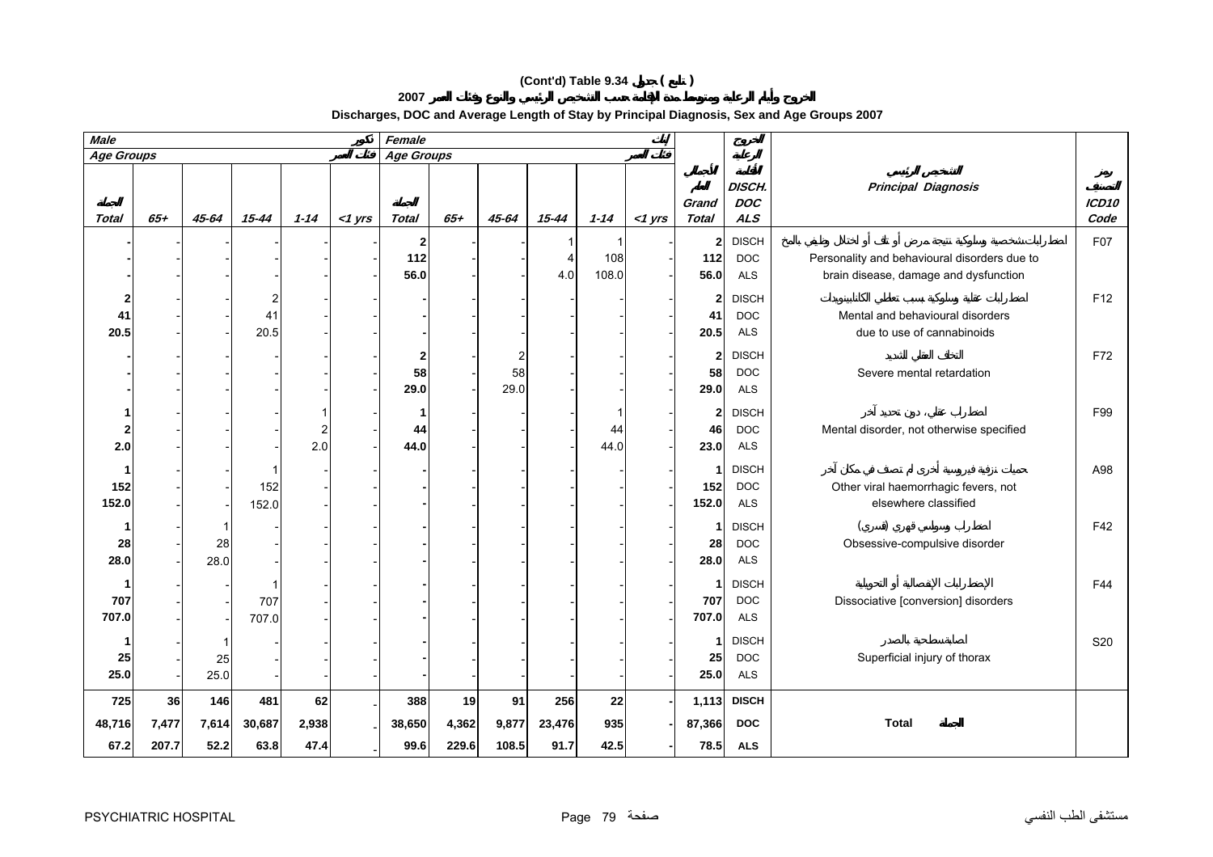# (Cont'd) Table 9.34 جدول ( تابع )

## الخروج وأيام الرعاية ومتوسط مدة الإقامة حسب التشخيص الرئيسي والنوع وفئات العمر 2007

## Discharges, DOC and Average Length of Stay by Principal Diagnosis, Sex and Age Groups 2007

| Male ذكور | | | | | | Female إناث | | | | | | | | | | |
|---|---|---|---|---|---|---|---|---|---|---|---|---|---|---|---|---|
| Age Groups فئات العمر | | | | | | Age Groups فئات العمر | | | | | | | | | | |
| Total المجموع | 65+ | 45-64 | 15-44 | 1-14 | <1 yrs | Total المجموع | 65+ | 45-64 | 15-44 | 1-14 | <1 yrs | Grand Total الإجمالي العام | DISCH. DOC ALS الخروج أيام الرعاية مدة الإقامة | | Principal Diagnosis التشخيص الرئيسي | ICD10 Code رمز التصنيف |
| - | - | - | - | - | - | 2 | - | - | 1 | 1 | - | 2 | DISCH | | اضطرابات شخصية وسلوكية نتيجة مرض أو تلف أو اختلال وظيفي بالمخ | F07 |
| - | - | - | - | - | - | 112 | - | - | 4 | 108 | - | 112 | DOC | | Personality and behavioural disorders due to | |
| - | - | - | - | - | - | 56.0 | - | - | 4.0 | 108.0 | - | 56.0 | ALS | | brain disease, damage and dysfunction | |
| 2 | - | - | 2 | - | - | - | - | - | - | - | - | 2 | DISCH | | اضطرابات عقلية وسلوكية بسبب تعاطي الكانابينويدات | F12 |
| 41 | - | - | 41 | - | - | - | - | - | - | - | - | 41 | DOC | | Mental and behavioural disorders | |
| 20.5 | - | - | 20.5 | - | - | - | - | - | - | - | - | 20.5 | ALS | | due to use of cannabinoids | |
| - | - | - | - | - | - | 2 | - | 2 | - | - | - | 2 | DISCH | | التخلف العقلي الشديد | F72 |
| - | - | - | - | - | - | 58 | - | 58 | - | - | - | 58 | DOC | | Severe mental retardation | |
| - | - | - | - | - | - | 29.0 | - | 29.0 | - | - | - | 29.0 | ALS | | | |
| 1 | - | - | - | 1 | - | 1 | - | - | - | 1 | - | 2 | DISCH | | اضطراب عقلي، دون تحديد آخر | F99 |
| 2 | - | - | - | 2 | - | 44 | - | - | - | 44 | - | 46 | DOC | | Mental disorder, not otherwise specified | |
| 2.0 | - | - | - | 2.0 | - | 44.0 | - | - | - | 44.0 | - | 23.0 | ALS | | | |
| 1 | - | - | 1 | - | - | - | - | - | - | - | - | 1 | DISCH | | حميات نزفية فيروسية أخرى لم تصنف في مكان آخر | A98 |
| 152 | - | - | 152 | - | - | - | - | - | - | - | - | 152 | DOC | | Other viral haemorrhagic fevers, not | |
| 152.0 | - | - | 152.0 | - | - | - | - | - | - | - | - | 152.0 | ALS | | elsewhere classified | |
| 1 | - | 1 | - | - | - | - | - | - | - | - | - | 1 | DISCH | | اضطراب وسواسي قهري (قسري) | F42 |
| 28 | - | 28 | - | - | - | - | - | - | - | - | - | 28 | DOC | | Obsessive-compulsive disorder | |
| 28.0 | - | 28.0 | - | - | - | - | - | - | - | - | - | 28.0 | ALS | | | |
| 1 | - | - | 1 | - | - | - | - | - | - | - | - | 1 | DISCH | | الإضطرابات الإنفصالية أو التحويلية | F44 |
| 707 | - | - | 707 | - | - | - | - | - | - | - | - | 707 | DOC | | Dissociative [conversion] disorders | |
| 707.0 | - | - | 707.0 | - | - | - | - | - | - | - | - | 707.0 | ALS | | | |
| 1 | - | 1 | - | - | - | - | - | - | - | - | - | 1 | DISCH | | اصابة سطحية بالصدر | S20 |
| 25 | - | 25 | - | - | - | - | - | - | - | - | - | 25 | DOC | | Superficial injury of thorax | |
| 25.0 | - | 25.0 | - | - | - | - | - | - | - | - | - | 25.0 | ALS | | | |
| 725 | 36 | 146 | 481 | 62 | - | 388 | 19 | 91 | 256 | 22 | - | 1,113 | DISCH | | | |
| 48,716 | 7,477 | 7,614 | 30,687 | 2,938 | - | 38,650 | 4,362 | 9,877 | 23,476 | 935 | - | 87,366 | DOC | | Total المجموع | |
| 67.2 | 207.7 | 52.2 | 63.8 | 47.4 | - | 99.6 | 229.6 | 108.5 | 91.7 | 42.5 | - | 78.5 | ALS | | | |

PSYCHIATRIC HOSPITAL مستشفى الطب النفسي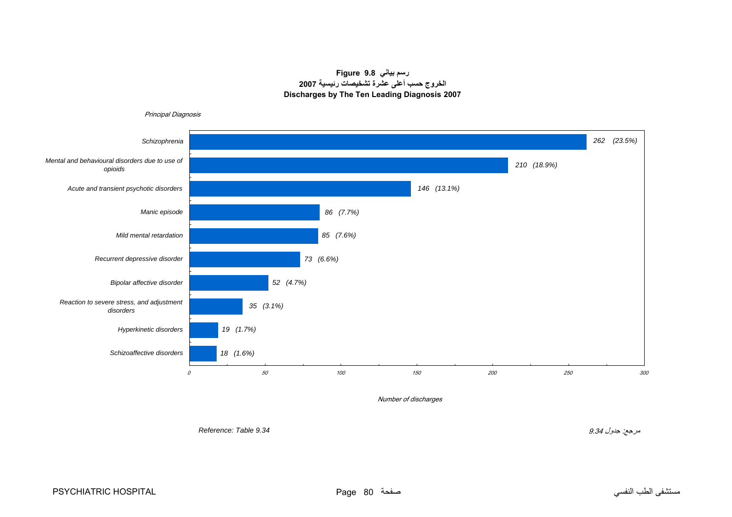**Figure 9.8 رسم بياني**

**الخروج حسب أعلى عشرة تشخيصات رئيسية 2007**

**Discharges by The Ten Leading Diagnosis 2007**

| Principal Diagnosis | Number of discharges |
|---|---|
| Schizophrenia | 262 (23.5%) |
| Mental and behavioural disorders due to use of opioids | 210 (18.9%) |
| Acute and transient psychotic disorders | 146 (13.1%) |
| Manic episode | 86 (7.7%) |
| Mild mental retardation | 85 (7.6%) |
| Recurrent depressive disorder | 73 (6.6%) |
| Bipolar affective disorder | 52 (4.7%) |
| Reaction to severe stress, and adjustment disorders | 35 (3.1%) |
| Hyperkinetic disorders | 19 (1.7%) |
| Schizoaffective disorders | 18 (1.6%) |

*Reference: Table 9.34*

مرجع: جدول 9.34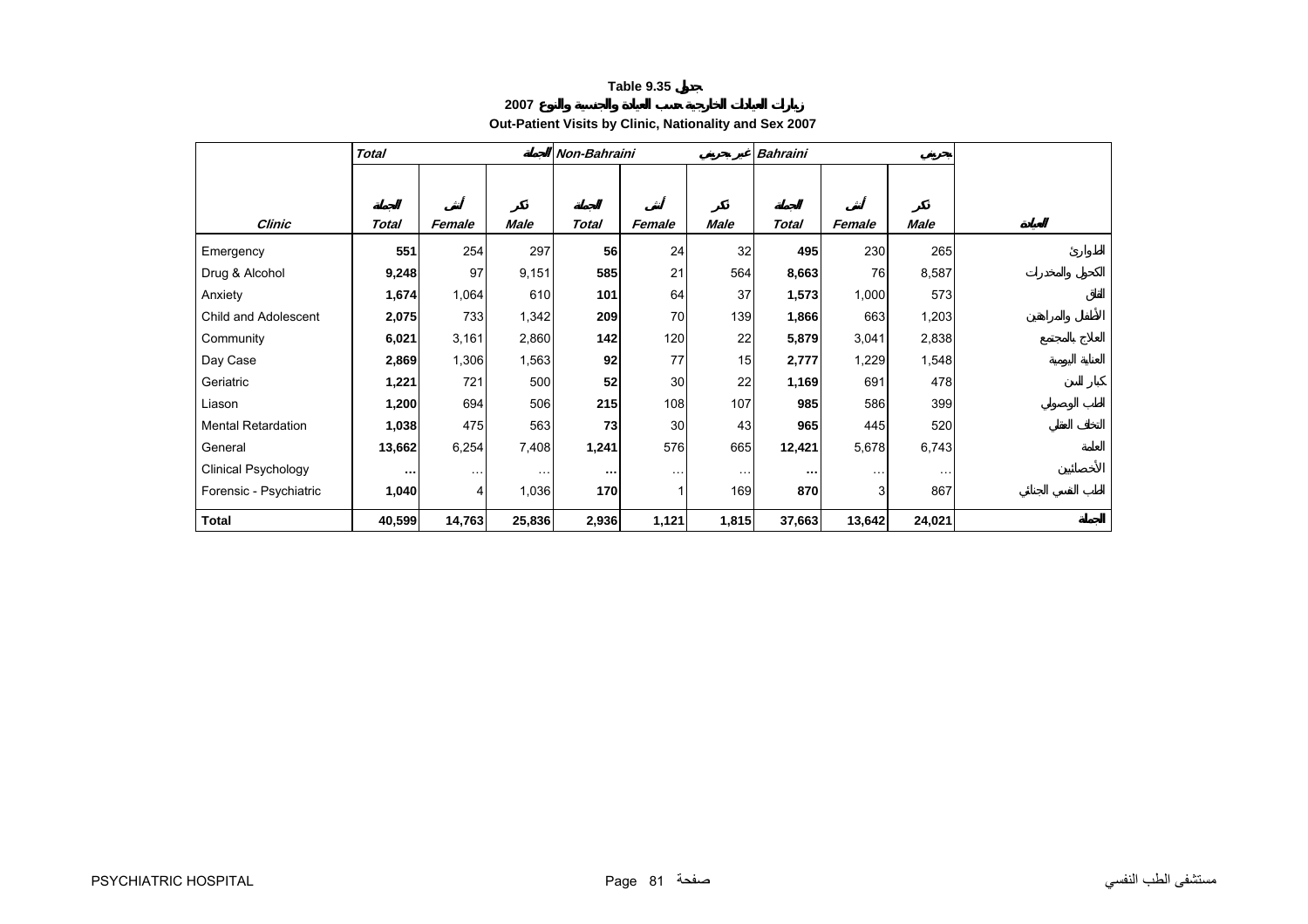**Table 9.35 جدول**

**زيارات العيادات الخارجية حسب العيادة والجنسية والنوع 2007**

**Out-Patient Visits by Clinic, Nationality and Sex 2007**

| | *Total* الجملة | | | *Non-Bahraini* غير بحريني | | | *Bahraini* بحريني | | | |
|---|---|---|---|---|---|---|---|---|---|---|
| ***Clinic*** | الجملة ***Total*** | أنثى ***Female*** | ذكر ***Male*** | الجملة ***Total*** | أنثى ***Female*** | ذكر ***Male*** | الجملة ***Total*** | أنثى ***Female*** | ذكر ***Male*** | **العيادة** |
| Emergency | **551** | 254 | 297 | **56** | 24 | 32 | **495** | 230 | 265 | الطوارئ |
| Drug & Alcohol | **9,248** | 97 | 9,151 | **585** | 21 | 564 | **8,663** | 76 | 8,587 | الكحول والمخدرات |
| Anxiety | **1,674** | 1,064 | 610 | **101** | 64 | 37 | **1,573** | 1,000 | 573 | القلق |
| Child and Adolescent | **2,075** | 733 | 1,342 | **209** | 70 | 139 | **1,866** | 663 | 1,203 | الأطفال والمراهقين |
| Community | **6,021** | 3,161 | 2,860 | **142** | 120 | 22 | **5,879** | 3,041 | 2,838 | العلاج بالمجتمع |
| Day Case | **2,869** | 1,306 | 1,563 | **92** | 77 | 15 | **2,777** | 1,229 | 1,548 | العناية اليومية |
| Geriatric | **1,221** | 721 | 500 | **52** | 30 | 22 | **1,169** | 691 | 478 | كبار السن |
| Liason | **1,200** | 694 | 506 | **215** | 108 | 107 | **985** | 586 | 399 | الطب الوصولي |
| Mental Retardation | **1,038** | 475 | 563 | **73** | 30 | 43 | **965** | 445 | 520 | التخلف العقلي |
| General | **13,662** | 6,254 | 7,408 | **1,241** | 576 | 665 | **12,421** | 5,678 | 6,743 | العامة |
| Clinical Psychology | **…** | … | … | **…** | … | … | **…** | … | … | الأخصائيين |
| Forensic - Psychiatric | **1,040** | 4 | 1,036 | **170** | 1 | 169 | **870** | 3 | 867 | الطب النفسي الجنائي |
| **Total** | **40,599** | **14,763** | **25,836** | **2,936** | **1,121** | **1,815** | **37,663** | **13,642** | **24,021** | **الجملة** |